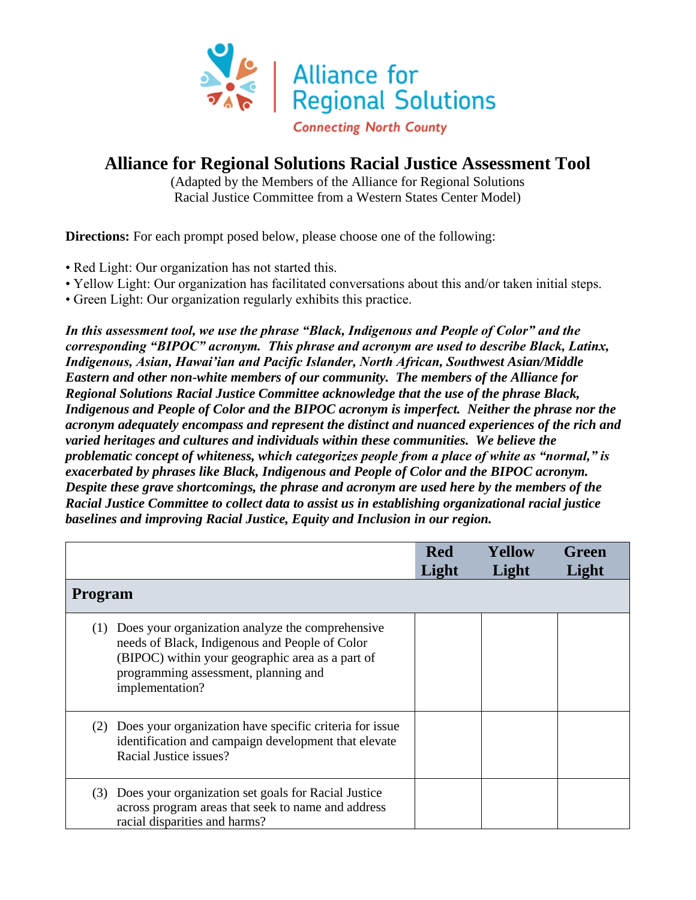Alliance for Regional Solutions
Connecting North County

# Alliance for Regional Solutions Racial Justice Assessment Tool

(Adapted by the Members of the Alliance for Regional Solutions Racial Justice Committee from a Western States Center Model)

**Directions:** For each prompt posed below, please choose one of the following:

- Red Light: Our organization has not started this.
- Yellow Light: Our organization has facilitated conversations about this and/or taken initial steps.
- Green Light: Our organization regularly exhibits this practice.

***In this assessment tool, we use the phrase "Black, Indigenous and People of Color" and the corresponding "BIPOC" acronym. This phrase and acronym are used to describe Black, Latinx, Indigenous, Asian, Hawai'ian and Pacific Islander, North African, Southwest Asian/Middle Eastern and other non-white members of our community. The members of the Alliance for Regional Solutions Racial Justice Committee acknowledge that the use of the phrase Black, Indigenous and People of Color and the BIPOC acronym is imperfect. Neither the phrase nor the acronym adequately encompass and represent the distinct and nuanced experiences of the rich and varied heritages and cultures and individuals within these communities. We believe the problematic concept of whiteness, which categorizes people from a place of white as "normal," is exacerbated by phrases like Black, Indigenous and People of Color and the BIPOC acronym. Despite these grave shortcomings, the phrase and acronym are used here by the members of the Racial Justice Committee to collect data to assist us in establishing organizational racial justice baselines and improving Racial Justice, Equity and Inclusion in our region.***

| | Red Light | Yellow Light | Green Light |
|---|---|---|---|
| **Program** | | | |
| (1) Does your organization analyze the comprehensive needs of Black, Indigenous and People of Color (BIPOC) within your geographic area as a part of programming assessment, planning and implementation? | | | |
| (2) Does your organization have specific criteria for issue identification and campaign development that elevate Racial Justice issues? | | | |
| (3) Does your organization set goals for Racial Justice across program areas that seek to name and address racial disparities and harms? | | | |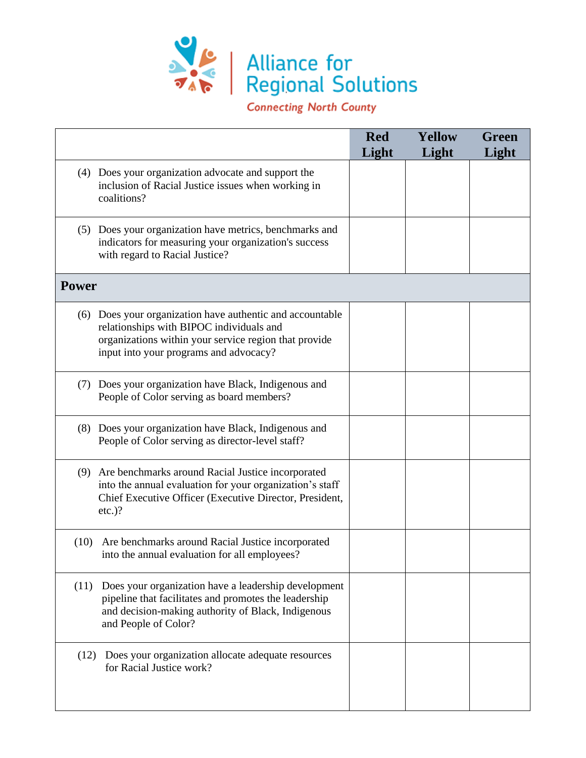| | Red Light | Yellow Light | Green Light |
|---|---|---|---|
| (4) Does your organization advocate and support the inclusion of Racial Justice issues when working in coalitions? | | | |
| (5) Does your organization have metrics, benchmarks and indicators for measuring your organization's success with regard to Racial Justice? | | | |
| **Power** | | | |
| (6) Does your organization have authentic and accountable relationships with BIPOC individuals and organizations within your service region that provide input into your programs and advocacy? | | | |
| (7) Does your organization have Black, Indigenous and People of Color serving as board members? | | | |
| (8) Does your organization have Black, Indigenous and People of Color serving as director-level staff? | | | |
| (9) Are benchmarks around Racial Justice incorporated into the annual evaluation for your organization's staff Chief Executive Officer (Executive Director, President, etc.)? | | | |
| (10) Are benchmarks around Racial Justice incorporated into the annual evaluation for all employees? | | | |
| (11) Does your organization have a leadership development pipeline that facilitates and promotes the leadership and decision-making authority of Black, Indigenous and People of Color? | | | |
| (12) Does your organization allocate adequate resources for Racial Justice work? | | | |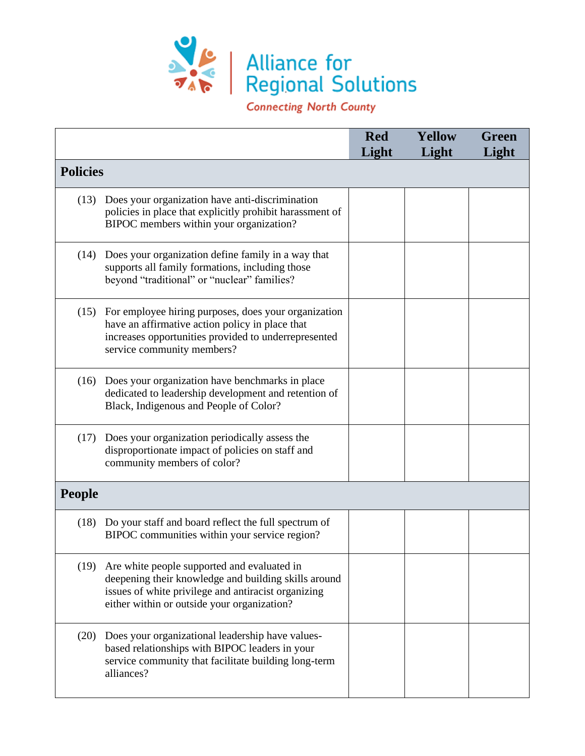Alliance for Regional Solutions

*Connecting North County*

| | Red Light | Yellow Light | Green Light |
|---|---|---|---|
| **Policies** | | | |
| (13) Does your organization have anti-discrimination policies in place that explicitly prohibit harassment of BIPOC members within your organization? | | | |
| (14) Does your organization define family in a way that supports all family formations, including those beyond "traditional" or "nuclear" families? | | | |
| (15) For employee hiring purposes, does your organization have an affirmative action policy in place that increases opportunities provided to underrepresented service community members? | | | |
| (16) Does your organization have benchmarks in place dedicated to leadership development and retention of Black, Indigenous and People of Color? | | | |
| (17) Does your organization periodically assess the disproportionate impact of policies on staff and community members of color? | | | |
| **People** | | | |
| (18) Do your staff and board reflect the full spectrum of BIPOC communities within your service region? | | | |
| (19) Are white people supported and evaluated in deepening their knowledge and building skills around issues of white privilege and antiracist organizing either within or outside your organization? | | | |
| (20) Does your organizational leadership have values-based relationships with BIPOC leaders in your service community that facilitate building long-term alliances? | | | |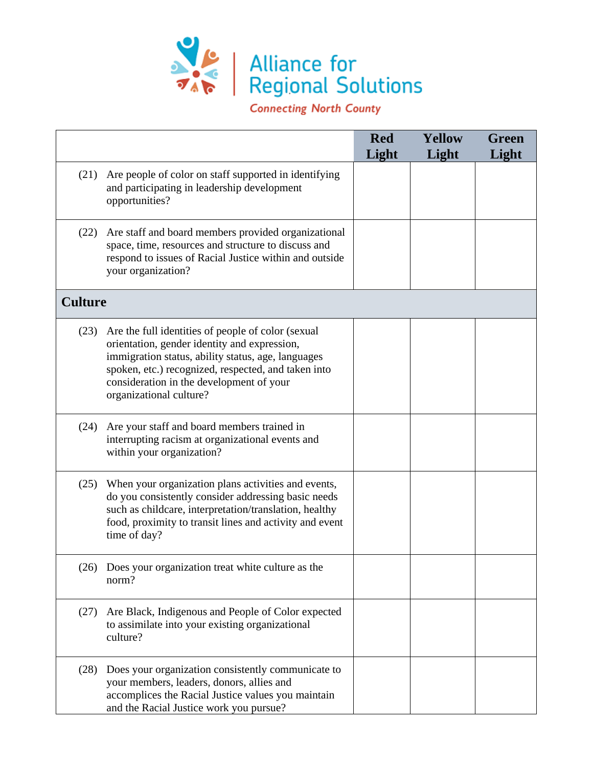Alliance for Regional Solutions

Connecting North County

| | Red Light | Yellow Light | Green Light |
|---|---|---|---|
| (21) Are people of color on staff supported in identifying and participating in leadership development opportunities? | | | |
| (22) Are staff and board members provided organizational space, time, resources and structure to discuss and respond to issues of Racial Justice within and outside your organization? | | | |
| **Culture** | | | |
| (23) Are the full identities of people of color (sexual orientation, gender identity and expression, immigration status, ability status, age, languages spoken, etc.) recognized, respected, and taken into consideration in the development of your organizational culture? | | | |
| (24) Are your staff and board members trained in interrupting racism at organizational events and within your organization? | | | |
| (25) When your organization plans activities and events, do you consistently consider addressing basic needs such as childcare, interpretation/translation, healthy food, proximity to transit lines and activity and event time of day? | | | |
| (26) Does your organization treat white culture as the norm? | | | |
| (27) Are Black, Indigenous and People of Color expected to assimilate into your existing organizational culture? | | | |
| (28) Does your organization consistently communicate to your members, leaders, donors, allies and accomplices the Racial Justice values you maintain and the Racial Justice work you pursue? | | | |